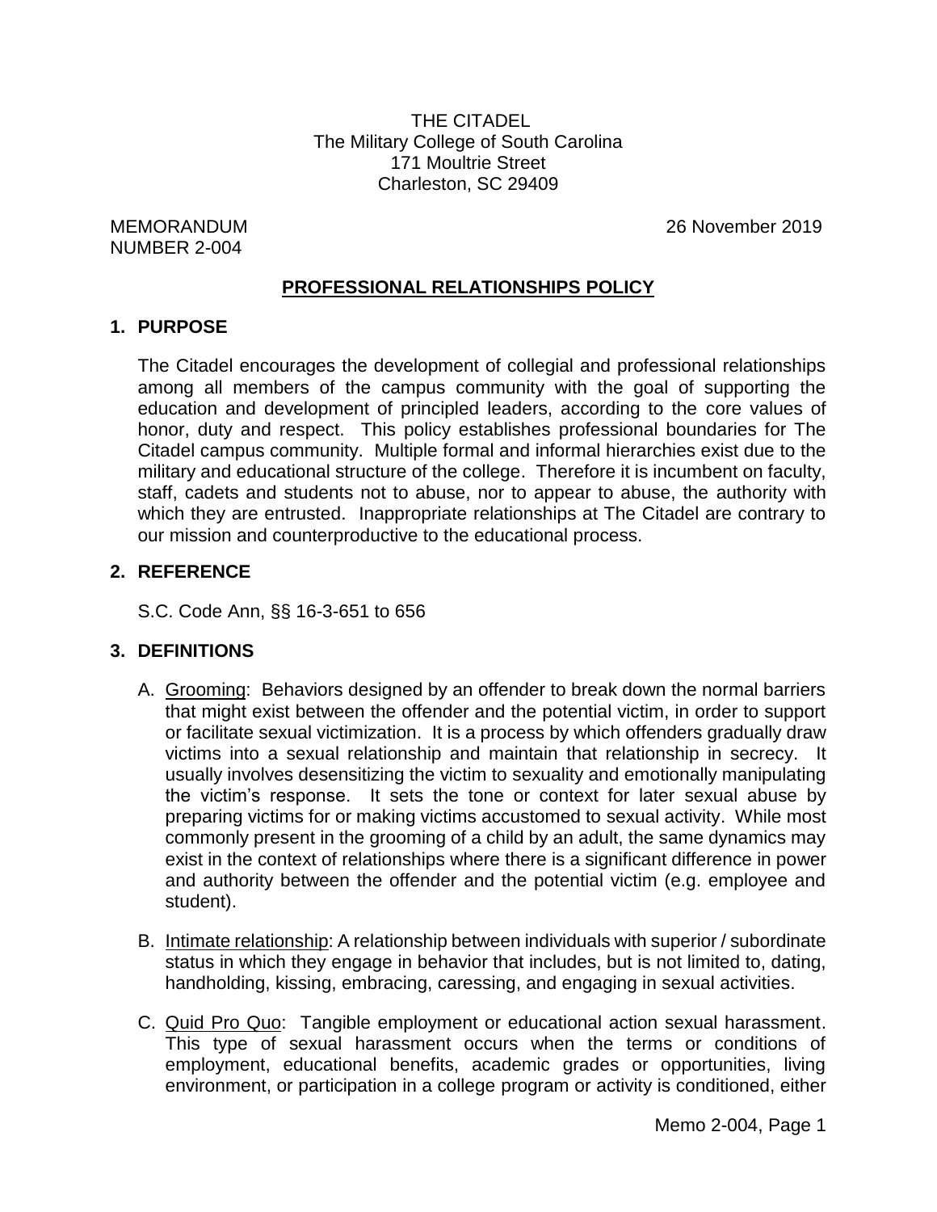THE CITADEL
The Military College of South Carolina
171 Moultrie Street
Charleston, SC 29409

MEMORANDUM
NUMBER 2-004

26 November 2019

## PROFESSIONAL RELATIONSHIPS POLICY

### 1. PURPOSE

The Citadel encourages the development of collegial and professional relationships among all members of the campus community with the goal of supporting the education and development of principled leaders, according to the core values of honor, duty and respect. This policy establishes professional boundaries for The Citadel campus community. Multiple formal and informal hierarchies exist due to the military and educational structure of the college. Therefore it is incumbent on faculty, staff, cadets and students not to abuse, nor to appear to abuse, the authority with which they are entrusted. Inappropriate relationships at The Citadel are contrary to our mission and counterproductive to the educational process.

### 2. REFERENCE

S.C. Code Ann, §§ 16-3-651 to 656

### 3. DEFINITIONS

A. Grooming: Behaviors designed by an offender to break down the normal barriers that might exist between the offender and the potential victim, in order to support or facilitate sexual victimization. It is a process by which offenders gradually draw victims into a sexual relationship and maintain that relationship in secrecy. It usually involves desensitizing the victim to sexuality and emotionally manipulating the victim's response. It sets the tone or context for later sexual abuse by preparing victims for or making victims accustomed to sexual activity. While most commonly present in the grooming of a child by an adult, the same dynamics may exist in the context of relationships where there is a significant difference in power and authority between the offender and the potential victim (e.g. employee and student).

B. Intimate relationship: A relationship between individuals with superior / subordinate status in which they engage in behavior that includes, but is not limited to, dating, handholding, kissing, embracing, caressing, and engaging in sexual activities.

C. Quid Pro Quo: Tangible employment or educational action sexual harassment. This type of sexual harassment occurs when the terms or conditions of employment, educational benefits, academic grades or opportunities, living environment, or participation in a college program or activity is conditioned, either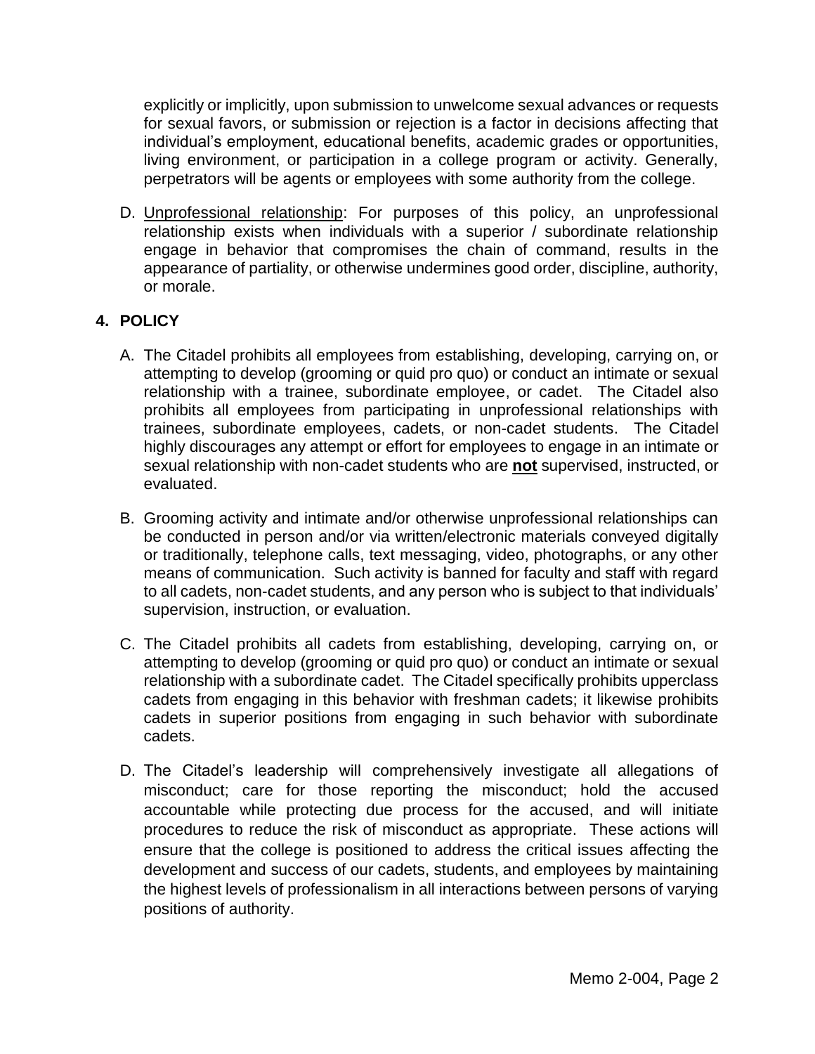explicitly or implicitly, upon submission to unwelcome sexual advances or requests for sexual favors, or submission or rejection is a factor in decisions affecting that individual's employment, educational benefits, academic grades or opportunities, living environment, or participation in a college program or activity. Generally, perpetrators will be agents or employees with some authority from the college.

D. Unprofessional relationship: For purposes of this policy, an unprofessional relationship exists when individuals with a superior / subordinate relationship engage in behavior that compromises the chain of command, results in the appearance of partiality, or otherwise undermines good order, discipline, authority, or morale.

## 4. POLICY

A. The Citadel prohibits all employees from establishing, developing, carrying on, or attempting to develop (grooming or quid pro quo) or conduct an intimate or sexual relationship with a trainee, subordinate employee, or cadet. The Citadel also prohibits all employees from participating in unprofessional relationships with trainees, subordinate employees, cadets, or non-cadet students. The Citadel highly discourages any attempt or effort for employees to engage in an intimate or sexual relationship with non-cadet students who are **not** supervised, instructed, or evaluated.

B. Grooming activity and intimate and/or otherwise unprofessional relationships can be conducted in person and/or via written/electronic materials conveyed digitally or traditionally, telephone calls, text messaging, video, photographs, or any other means of communication. Such activity is banned for faculty and staff with regard to all cadets, non-cadet students, and any person who is subject to that individuals' supervision, instruction, or evaluation.

C. The Citadel prohibits all cadets from establishing, developing, carrying on, or attempting to develop (grooming or quid pro quo) or conduct an intimate or sexual relationship with a subordinate cadet. The Citadel specifically prohibits upperclass cadets from engaging in this behavior with freshman cadets; it likewise prohibits cadets in superior positions from engaging in such behavior with subordinate cadets.

D. The Citadel's leadership will comprehensively investigate all allegations of misconduct; care for those reporting the misconduct; hold the accused accountable while protecting due process for the accused, and will initiate procedures to reduce the risk of misconduct as appropriate. These actions will ensure that the college is positioned to address the critical issues affecting the development and success of our cadets, students, and employees by maintaining the highest levels of professionalism in all interactions between persons of varying positions of authority.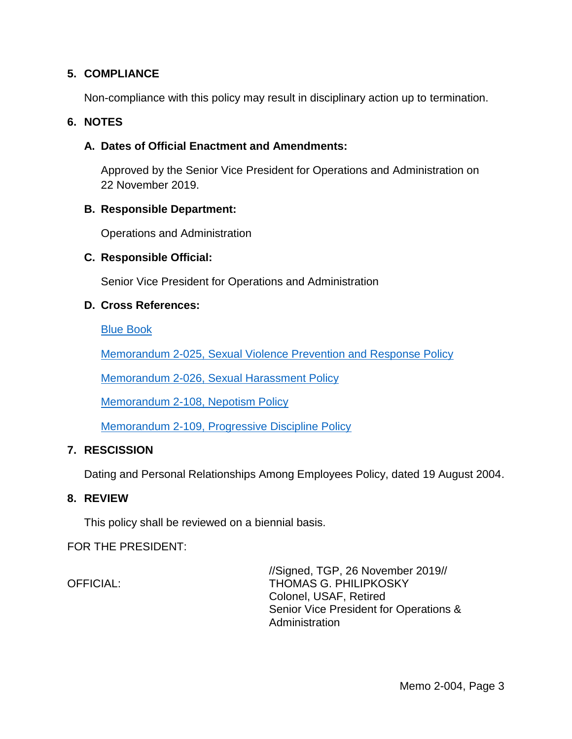## 5. COMPLIANCE

Non-compliance with this policy may result in disciplinary action up to termination.

## 6. NOTES

### A. Dates of Official Enactment and Amendments:

Approved by the Senior Vice President for Operations and Administration on 22 November 2019.

### B. Responsible Department:

Operations and Administration

### C. Responsible Official:

Senior Vice President for Operations and Administration

### D. Cross References:

Blue Book

Memorandum 2-025, Sexual Violence Prevention and Response Policy

Memorandum 2-026, Sexual Harassment Policy

Memorandum 2-108, Nepotism Policy

Memorandum 2-109, Progressive Discipline Policy

## 7. RESCISSION

Dating and Personal Relationships Among Employees Policy, dated 19 August 2004.

## 8. REVIEW

This policy shall be reviewed on a biennial basis.

FOR THE PRESIDENT:

OFFICIAL:

//Signed, TGP, 26 November 2019//
THOMAS G. PHILIPKOSKY
Colonel, USAF, Retired
Senior Vice President for Operations & Administration